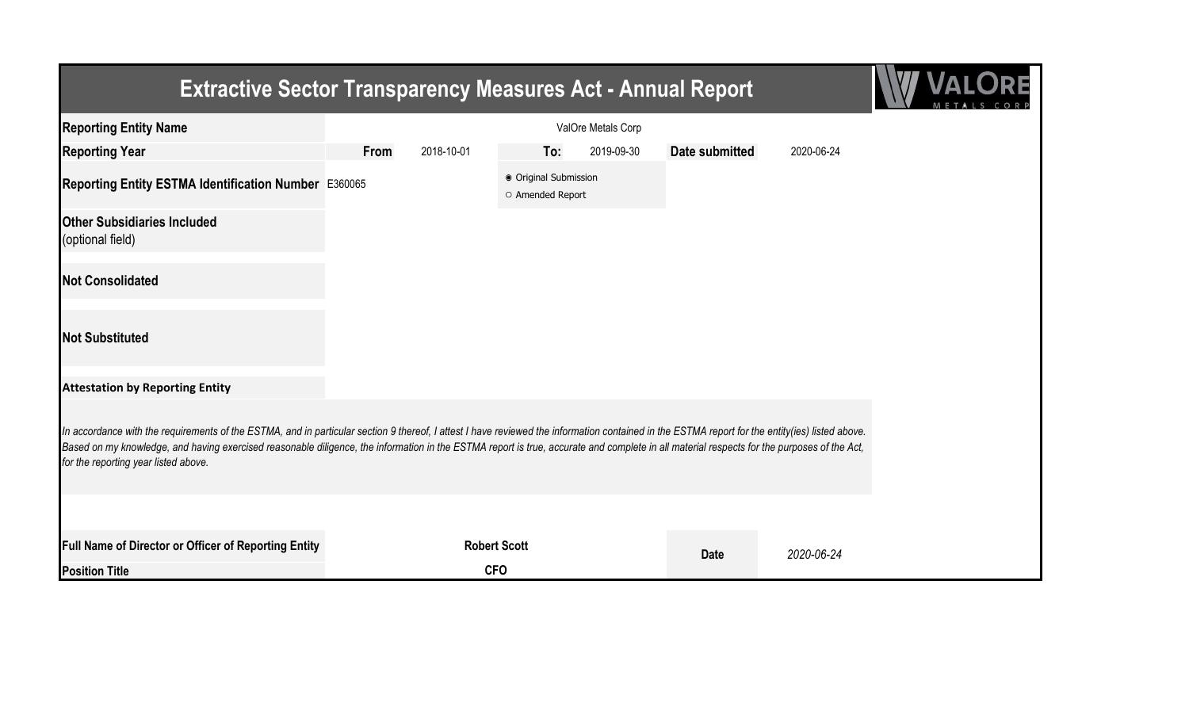# Extractive Sector Transparency Measures Act - Annual Report

| | | | | | | |
|---|---|---|---|---|---|---|
| **Reporting Entity Name** | ValOre Metals Corp | | | | | |
| **Reporting Year** | **From** | 2018-10-01 | **To:** | 2019-09-30 | **Date submitted** | 2020-06-24 |
| **Reporting Entity ESTMA Identification Number** | E360065 | | ◉ Original Submission<br>○ Amended Report | | | |
| **Other Subsidiaries Included** (optional field) | | | | | | |
| **Not Consolidated** | | | | | | |
| **Not Substituted** | | | | | | |

**Attestation by Reporting Entity**

*In accordance with the requirements of the ESTMA, and in particular section 9 thereof, I attest I have reviewed the information contained in the ESTMA report for the entity(ies) listed above. Based on my knowledge, and having exercised reasonable diligence, the information in the ESTMA report is true, accurate and complete in all material respects for the purposes of the Act, for the reporting year listed above.*

| | | | |
|---|---|---|---|
| **Full Name of Director or Officer of Reporting Entity** | **Robert Scott** | **Date** | *2020-06-24* |
| **Position Title** | **CFO** | | |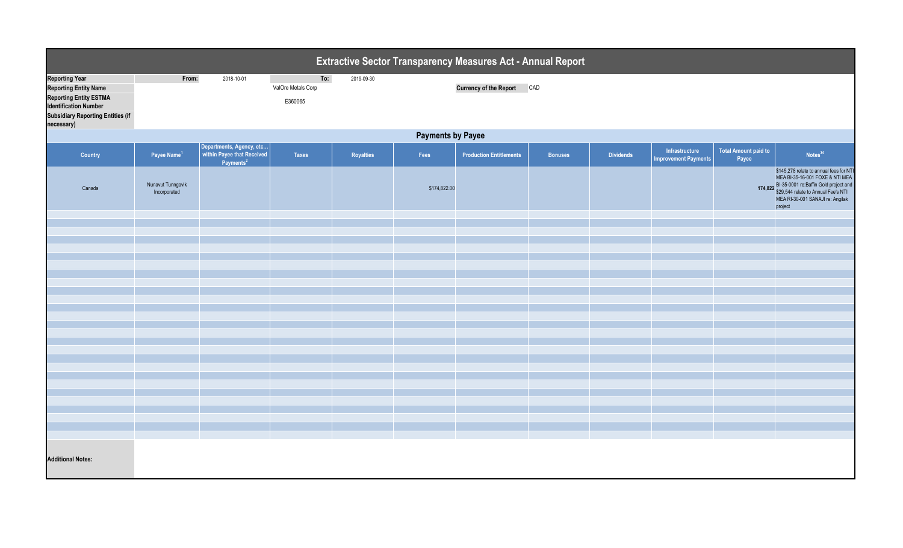# Extractive Sector Transparency Measures Act - Annual Report

| | | | | |
|---|---|---|---|---|
| **Reporting Year** | **From:** | 2018-10-01 | **To:** | 2019-09-30 |
| **Reporting Entity Name** | | ValOre Metals Corp | **Currency of the Report** | CAD |
| **Reporting Entity ESTMA Identification Number** | | E360065 | | |
| **Subsidiary Reporting Entities (if necessary)** | | | | |

## Payments by Payee

| Country | Payee Name[1] | Departments, Agency, etc... within Payee that Received Payments[2] | Taxes | Royalties | Fees | Production Entitlements | Bonuses | Dividends | Infrastructure Improvement Payments | Total Amount paid to Payee | Notes[34] |
|---|---|---|---|---|---|---|---|---|---|---|---|
| Canada | Nunavut Tunngavik Incorporated | | | | $174,822.00 | | | | | 174,822 | $145,278 relate to annual fees for NTI MEA BI-35-16-001 FOXE & NTI MEA BI-35-0001 re:Baffin Gold project and $29,544 relate to Annual Fee's NTI MEA RI-30-001 SANAJI re: Angilak project |

**Additional Notes:**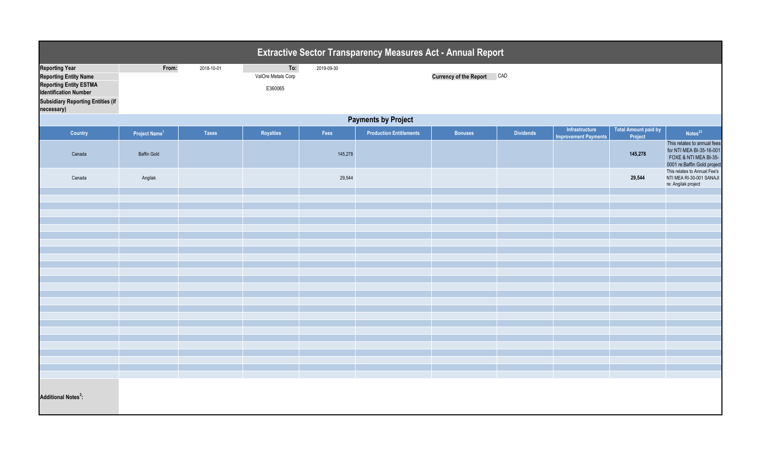# Extractive Sector Transparency Measures Act - Annual Report

| | | | | | |
|---|---|---|---|---|---|
| **Reporting Year** | **From:** | 2018-10-01 | **To:** | 2019-09-30 | |
| **Reporting Entity Name** | | | ValOre Metals Corp | **Currency of the Report** | CAD |
| **Reporting Entity ESTMA Identification Number** | | | E360065 | | |
| **Subsidiary Reporting Entities (if necessary)** | | | | | |

## Payments by Project

| Country | Project Name[1] | Taxes | Royalties | Fees | Production Entitlements | Bonuses | Dividends | Infrastructure Improvement Payments | Total Amount paid by Project | Notes[23] |
|---|---|---|---|---|---|---|---|---|---|---|
| Canada | Baffin Gold | | | 145,278 | | | | | **145,278** | This relates to annual fees for NTI MEA BI-35-16-001 FOXE & NTI MEA BI-35-0001 re:Baffin Gold project |
| Canada | Angilak | | | 29,544 | | | | | **29,544** | This relates to Annual Fee's NTI MEA RI-30-001 SANAJI re: Angilak project |

**Additional Notes[3]:**